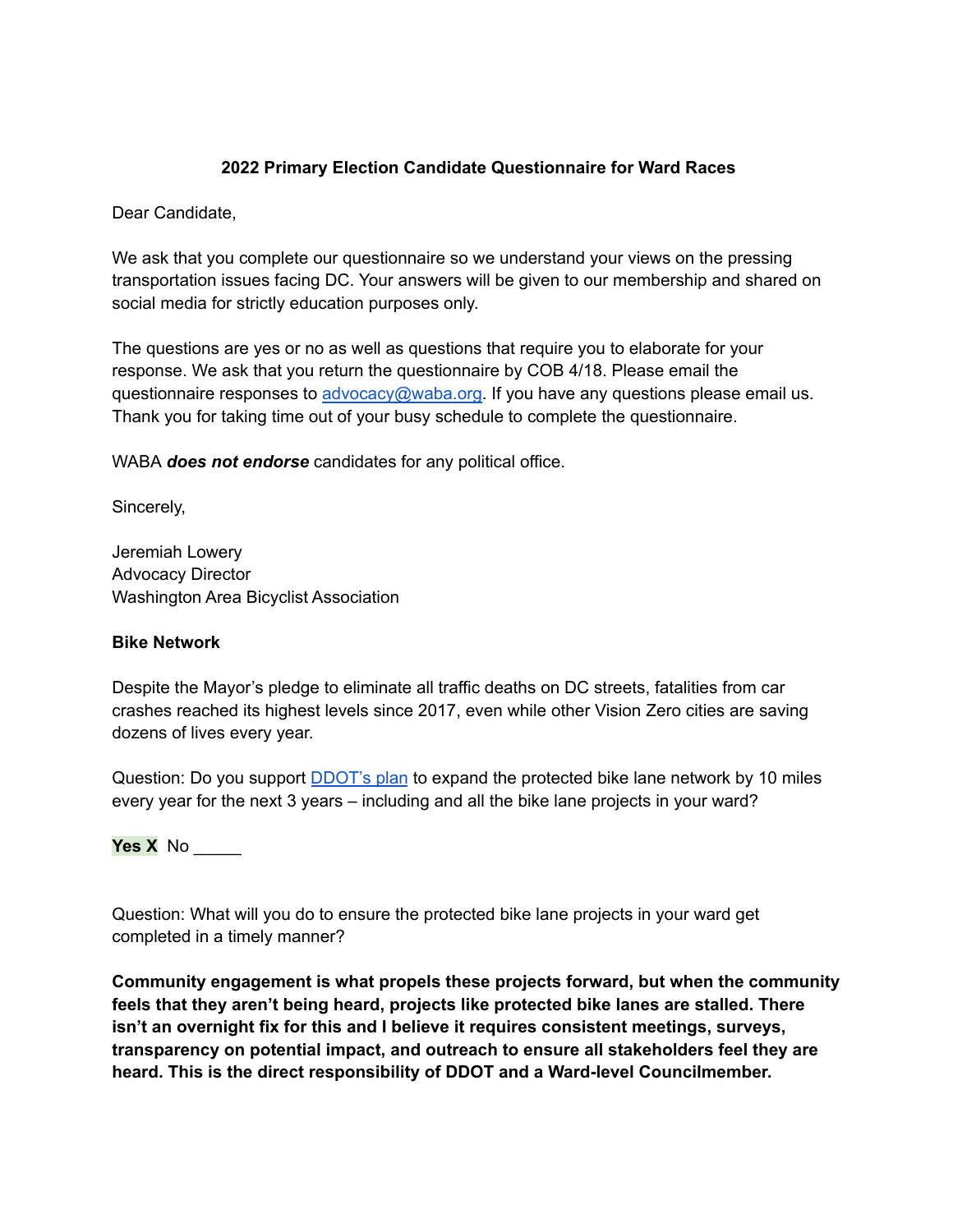**2022 Primary Election Candidate Questionnaire for Ward Races**

Dear Candidate,

We ask that you complete our questionnaire so we understand your views on the pressing transportation issues facing DC. Your answers will be given to our membership and shared on social media for strictly education purposes only.

The questions are yes or no as well as questions that require you to elaborate for your response. We ask that you return the questionnaire by COB 4/18. Please email the questionnaire responses to [advocacy@waba.org](mailto:advocacy@waba.org). If you have any questions please email us. Thank you for taking time out of your busy schedule to complete the questionnaire.

WABA ***does not endorse*** candidates for any political office.

Sincerely,

Jeremiah Lowery
Advocacy Director
Washington Area Bicyclist Association

**Bike Network**

Despite the Mayor's pledge to eliminate all traffic deaths on DC streets, fatalities from car crashes reached its highest levels since 2017, even while other Vision Zero cities are saving dozens of lives every year.

Question: Do you support [DDOT's plan](#) to expand the protected bike lane network by 10 miles every year for the next 3 years – including and all the bike lane projects in your ward?

**Yes X** No _____

Question: What will you do to ensure the protected bike lane projects in your ward get completed in a timely manner?

**Community engagement is what propels these projects forward, but when the community feels that they aren't being heard, projects like protected bike lanes are stalled. There isn't an overnight fix for this and I believe it requires consistent meetings, surveys, transparency on potential impact, and outreach to ensure all stakeholders feel they are heard. This is the direct responsibility of DDOT and a Ward-level Councilmember.**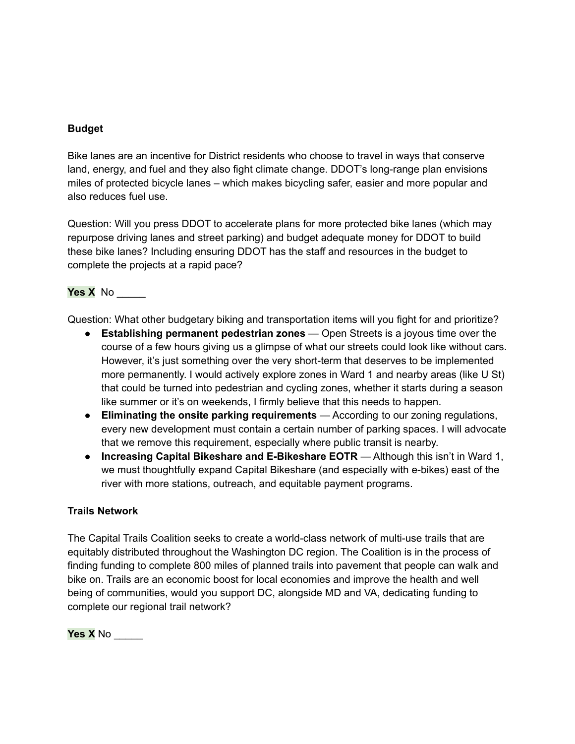**Budget**

Bike lanes are an incentive for District residents who choose to travel in ways that conserve land, energy, and fuel and they also fight climate change. DDOT's long-range plan envisions miles of protected bicycle lanes – which makes bicycling safer, easier and more popular and also reduces fuel use.

Question: Will you press DDOT to accelerate plans for more protected bike lanes (which may repurpose driving lanes and street parking) and budget adequate money for DDOT to build these bike lanes? Including ensuring DDOT has the staff and resources in the budget to complete the projects at a rapid pace?

**Yes X** No _____

Question: What other budgetary biking and transportation items will you fight for and prioritize?

- **Establishing permanent pedestrian zones** — Open Streets is a joyous time over the course of a few hours giving us a glimpse of what our streets could look like without cars. However, it's just something over the very short-term that deserves to be implemented more permanently. I would actively explore zones in Ward 1 and nearby areas (like U St) that could be turned into pedestrian and cycling zones, whether it starts during a season like summer or it's on weekends, I firmly believe that this needs to happen.
- **Eliminating the onsite parking requirements** — According to our zoning regulations, every new development must contain a certain number of parking spaces. I will advocate that we remove this requirement, especially where public transit is nearby.
- **Increasing Capital Bikeshare and E-Bikeshare EOTR** — Although this isn't in Ward 1, we must thoughtfully expand Capital Bikeshare (and especially with e-bikes) east of the river with more stations, outreach, and equitable payment programs.

**Trails Network**

The Capital Trails Coalition seeks to create a world-class network of multi-use trails that are equitably distributed throughout the Washington DC region. The Coalition is in the process of finding funding to complete 800 miles of planned trails into pavement that people can walk and bike on. Trails are an economic boost for local economies and improve the health and well being of communities, would you support DC, alongside MD and VA, dedicating funding to complete our regional trail network?

**Yes X** No _____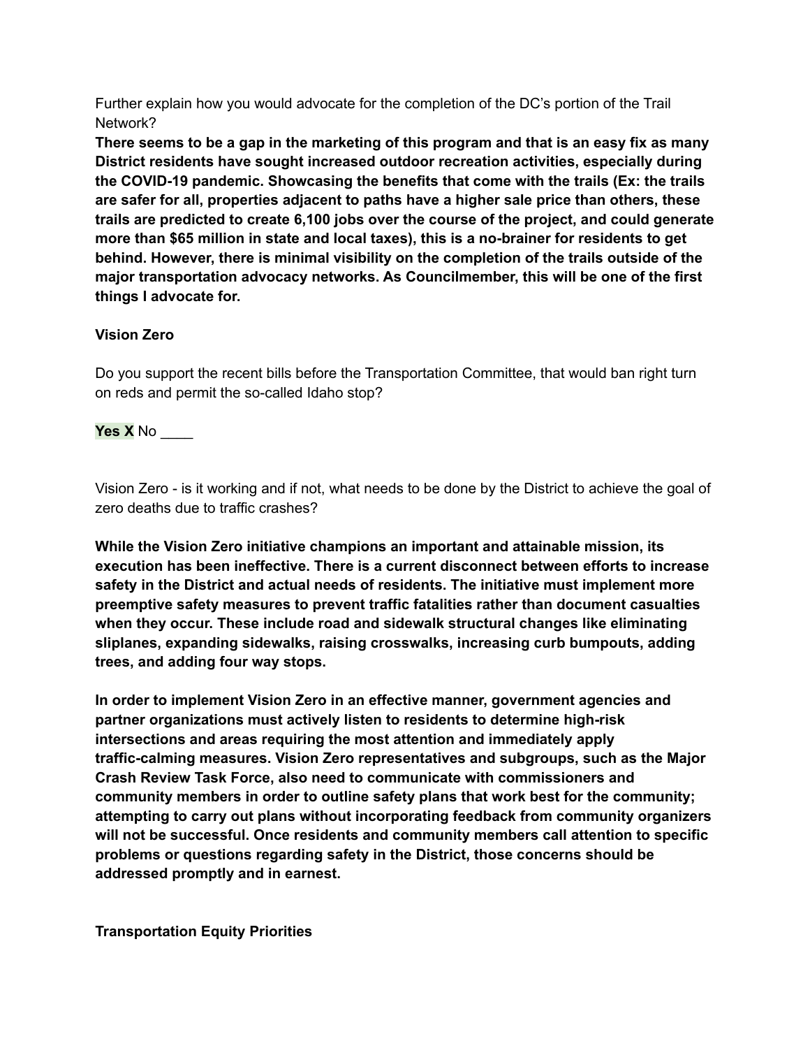Further explain how you would advocate for the completion of the DC's portion of the Trail Network?

**There seems to be a gap in the marketing of this program and that is an easy fix as many District residents have sought increased outdoor recreation activities, especially during the COVID-19 pandemic. Showcasing the benefits that come with the trails (Ex: the trails are safer for all, properties adjacent to paths have a higher sale price than others, these trails are predicted to create 6,100 jobs over the course of the project, and could generate more than $65 million in state and local taxes), this is a no-brainer for residents to get behind. However, there is minimal visibility on the completion of the trails outside of the major transportation advocacy networks. As Councilmember, this will be one of the first things I advocate for.**

**Vision Zero**

Do you support the recent bills before the Transportation Committee, that would ban right turn on reds and permit the so-called Idaho stop?

**Yes X** No ____

Vision Zero - is it working and if not, what needs to be done by the District to achieve the goal of zero deaths due to traffic crashes?

**While the Vision Zero initiative champions an important and attainable mission, its execution has been ineffective. There is a current disconnect between efforts to increase safety in the District and actual needs of residents. The initiative must implement more preemptive safety measures to prevent traffic fatalities rather than document casualties when they occur. These include road and sidewalk structural changes like eliminating sliplanes, expanding sidewalks, raising crosswalks, increasing curb bumpouts, adding trees, and adding four way stops.**

**In order to implement Vision Zero in an effective manner, government agencies and partner organizations must actively listen to residents to determine high-risk intersections and areas requiring the most attention and immediately apply traffic-calming measures. Vision Zero representatives and subgroups, such as the Major Crash Review Task Force, also need to communicate with commissioners and community members in order to outline safety plans that work best for the community; attempting to carry out plans without incorporating feedback from community organizers will not be successful. Once residents and community members call attention to specific problems or questions regarding safety in the District, those concerns should be addressed promptly and in earnest.**

**Transportation Equity Priorities**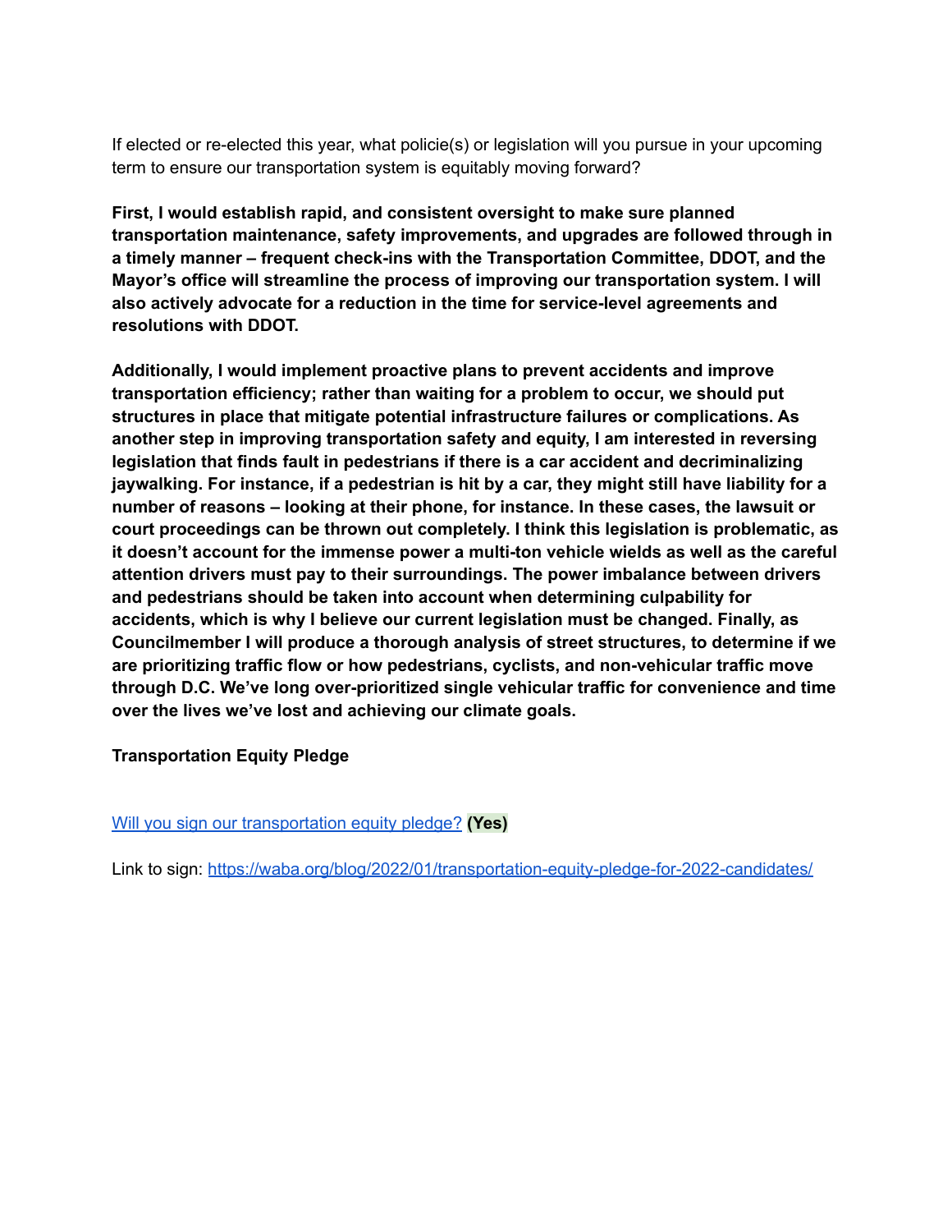If elected or re-elected this year, what policie(s) or legislation will you pursue in your upcoming term to ensure our transportation system is equitably moving forward?

**First, I would establish rapid, and consistent oversight to make sure planned transportation maintenance, safety improvements, and upgrades are followed through in a timely manner – frequent check-ins with the Transportation Committee, DDOT, and the Mayor's office will streamline the process of improving our transportation system. I will also actively advocate for a reduction in the time for service-level agreements and resolutions with DDOT.**

**Additionally, I would implement proactive plans to prevent accidents and improve transportation efficiency; rather than waiting for a problem to occur, we should put structures in place that mitigate potential infrastructure failures or complications. As another step in improving transportation safety and equity, I am interested in reversing legislation that finds fault in pedestrians if there is a car accident and decriminalizing jaywalking. For instance, if a pedestrian is hit by a car, they might still have liability for a number of reasons – looking at their phone, for instance. In these cases, the lawsuit or court proceedings can be thrown out completely. I think this legislation is problematic, as it doesn't account for the immense power a multi-ton vehicle wields as well as the careful attention drivers must pay to their surroundings. The power imbalance between drivers and pedestrians should be taken into account when determining culpability for accidents, which is why I believe our current legislation must be changed. Finally, as Councilmember I will produce a thorough analysis of street structures, to determine if we are prioritizing traffic flow or how pedestrians, cyclists, and non-vehicular traffic move through D.C. We've long over-prioritized single vehicular traffic for convenience and time over the lives we've lost and achieving our climate goals.**

**Transportation Equity Pledge**

[Will you sign our transportation equity pledge?](https://waba.org/blog/2022/01/transportation-equity-pledge-for-2022-candidates/) **(Yes)**

Link to sign: https://waba.org/blog/2022/01/transportation-equity-pledge-for-2022-candidates/